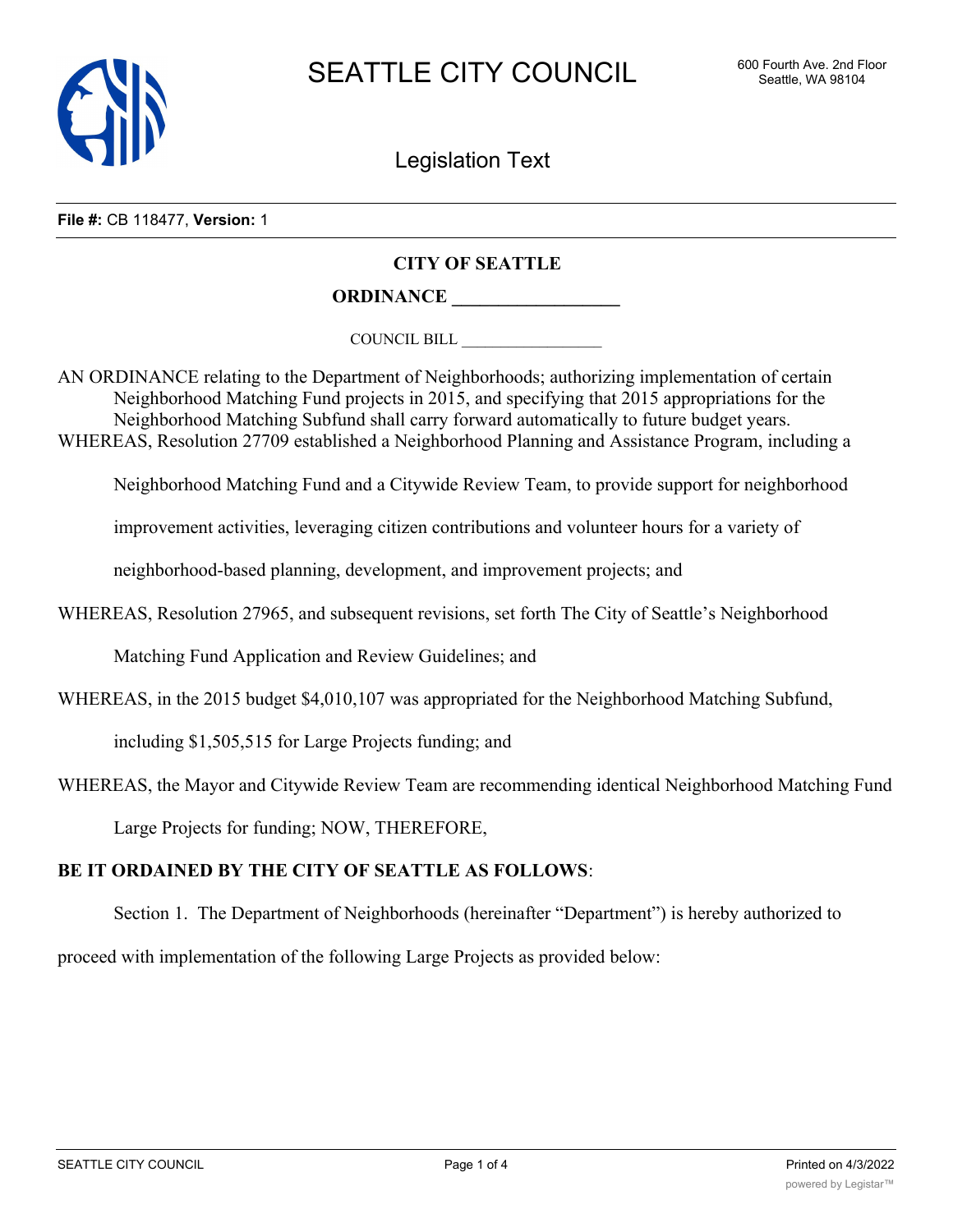SEATTLE CITY COUNCIL

600 Fourth Ave. 2nd Floor
Seattle, WA 98104

Legislation Text

**File #:** CB 118477, **Version:** 1

**CITY OF SEATTLE**

**ORDINANCE \_\_\_\_\_\_\_\_\_\_\_\_\_\_\_\_\_\_**

COUNCIL BILL \_\_\_\_\_\_\_\_\_\_\_\_\_\_\_\_\_\_

AN ORDINANCE relating to the Department of Neighborhoods; authorizing implementation of certain Neighborhood Matching Fund projects in 2015, and specifying that 2015 appropriations for the Neighborhood Matching Subfund shall carry forward automatically to future budget years.

WHEREAS, Resolution 27709 established a Neighborhood Planning and Assistance Program, including a Neighborhood Matching Fund and a Citywide Review Team, to provide support for neighborhood improvement activities, leveraging citizen contributions and volunteer hours for a variety of neighborhood-based planning, development, and improvement projects; and

WHEREAS, Resolution 27965, and subsequent revisions, set forth The City of Seattle's Neighborhood Matching Fund Application and Review Guidelines; and

WHEREAS, in the 2015 budget $4,010,107 was appropriated for the Neighborhood Matching Subfund, including $1,505,515 for Large Projects funding; and

WHEREAS, the Mayor and Citywide Review Team are recommending identical Neighborhood Matching Fund Large Projects for funding; NOW, THEREFORE,

**BE IT ORDAINED BY THE CITY OF SEATTLE AS FOLLOWS**:

Section 1. The Department of Neighborhoods (hereinafter "Department") is hereby authorized to proceed with implementation of the following Large Projects as provided below: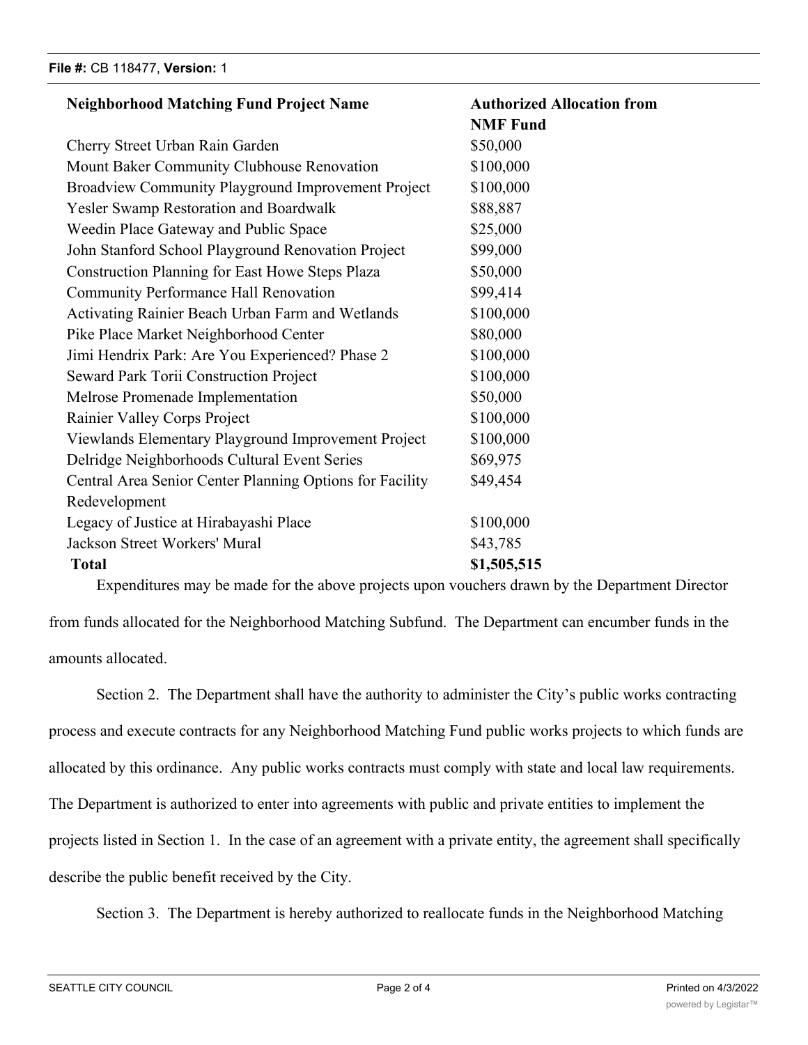| Neighborhood Matching Fund Project Name | Authorized Allocation from NMF Fund |
| --- | --- |
| Cherry Street Urban Rain Garden | $50,000 |
| Mount Baker Community Clubhouse Renovation | $100,000 |
| Broadview Community Playground Improvement Project | $100,000 |
| Yesler Swamp Restoration and Boardwalk | $88,887 |
| Weedin Place Gateway and Public Space | $25,000 |
| John Stanford School Playground Renovation Project | $99,000 |
| Construction Planning for East Howe Steps Plaza | $50,000 |
| Community Performance Hall Renovation | $99,414 |
| Activating Rainier Beach Urban Farm and Wetlands | $100,000 |
| Pike Place Market Neighborhood Center | $80,000 |
| Jimi Hendrix Park: Are You Experienced? Phase 2 | $100,000 |
| Seward Park Torii Construction Project | $100,000 |
| Melrose Promenade Implementation | $50,000 |
| Rainier Valley Corps Project | $100,000 |
| Viewlands Elementary Playground Improvement Project | $100,000 |
| Delridge Neighborhoods Cultural Event Series | $69,975 |
| Central Area Senior Center Planning Options for Facility Redevelopment | $49,454 |
| Legacy of Justice at Hirabayashi Place | $100,000 |
| Jackson Street Workers' Mural | $43,785 |
| **Total** | **$1,505,515** |

Expenditures may be made for the above projects upon vouchers drawn by the Department Director from funds allocated for the Neighborhood Matching Subfund. The Department can encumber funds in the amounts allocated.

Section 2. The Department shall have the authority to administer the City's public works contracting process and execute contracts for any Neighborhood Matching Fund public works projects to which funds are allocated by this ordinance. Any public works contracts must comply with state and local law requirements. The Department is authorized to enter into agreements with public and private entities to implement the projects listed in Section 1. In the case of an agreement with a private entity, the agreement shall specifically describe the public benefit received by the City.

Section 3. The Department is hereby authorized to reallocate funds in the Neighborhood Matching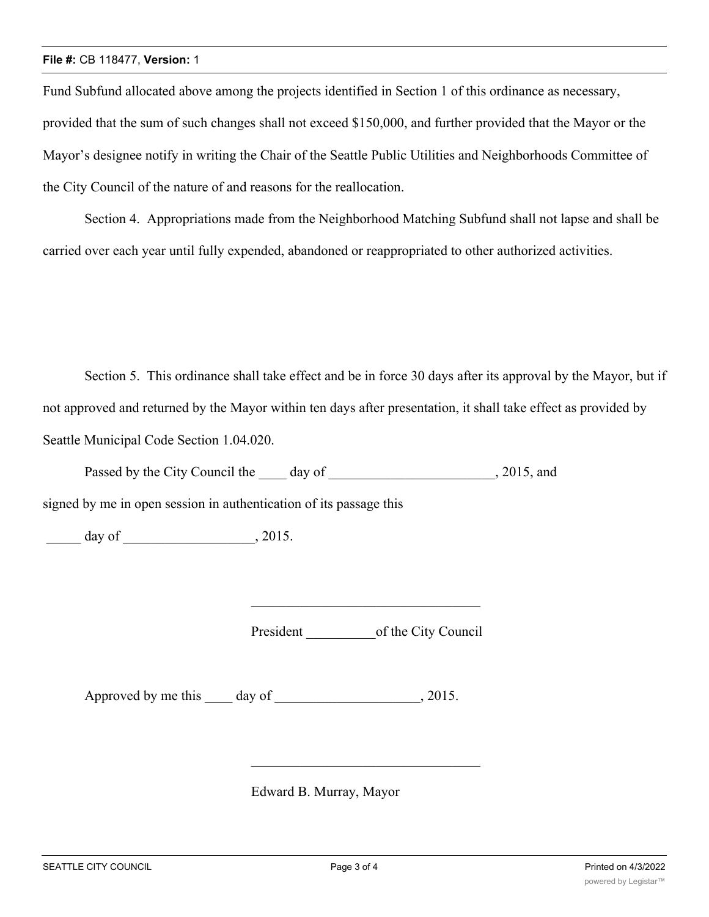Fund Subfund allocated above among the projects identified in Section 1 of this ordinance as necessary, provided that the sum of such changes shall not exceed $150,000, and further provided that the Mayor or the Mayor's designee notify in writing the Chair of the Seattle Public Utilities and Neighborhoods Committee of the City Council of the nature of and reasons for the reallocation.

Section 4. Appropriations made from the Neighborhood Matching Subfund shall not lapse and shall be carried over each year until fully expended, abandoned or reappropriated to other authorized activities.

Section 5. This ordinance shall take effect and be in force 30 days after its approval by the Mayor, but if not approved and returned by the Mayor within ten days after presentation, it shall take effect as provided by Seattle Municipal Code Section 1.04.020.

Passed by the City Council the ____ day of ________________________, 2015, and signed by me in open session in authentication of its passage this

_____ day of ___________________, 2015.

_________________________________

President __________of the City Council

Approved by me this ____ day of _____________________, 2015.

_________________________________

Edward B. Murray, Mayor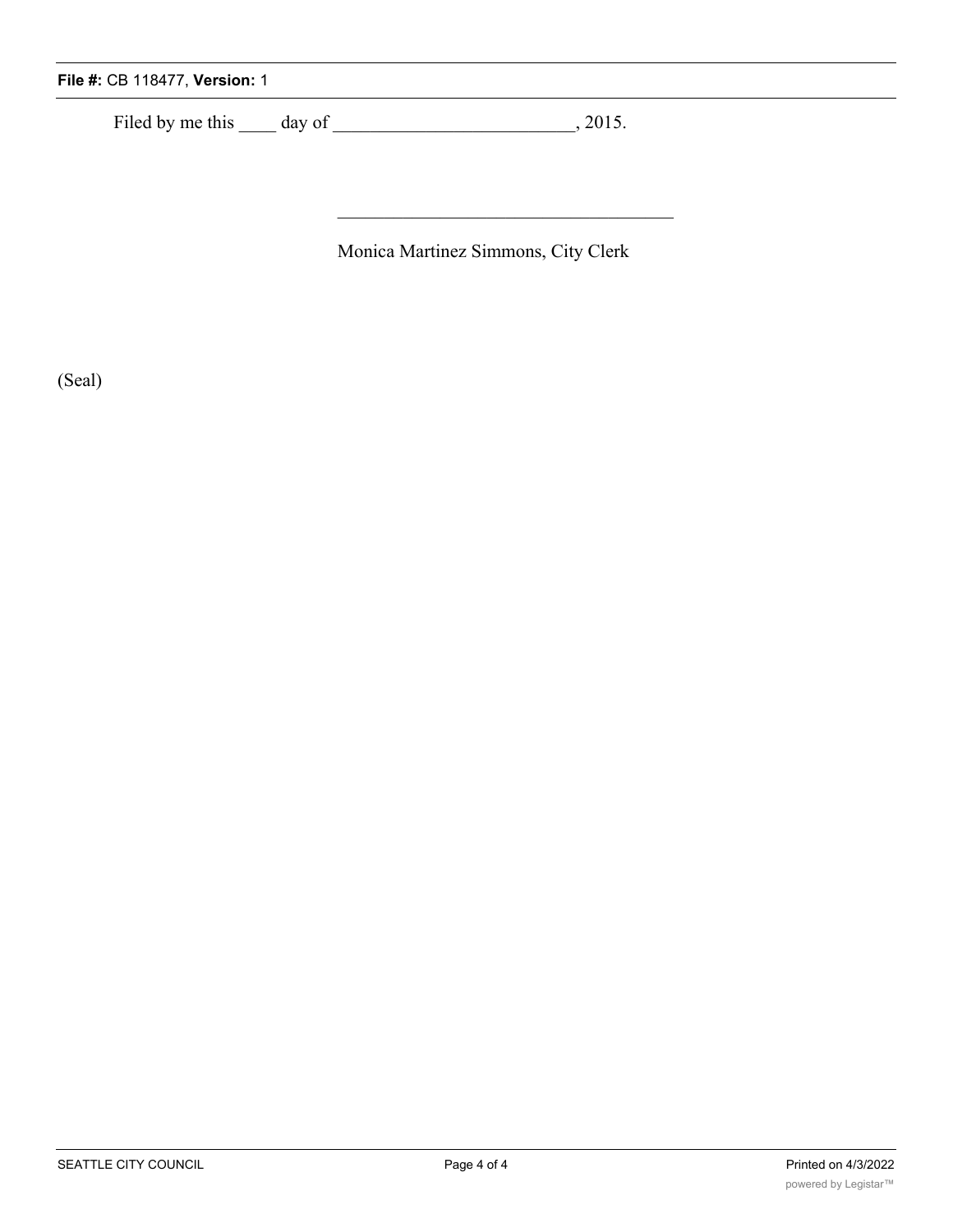Filed by me this ____ day of __________________________, 2015.

____________________________________

Monica Martinez Simmons, City Clerk

(Seal)